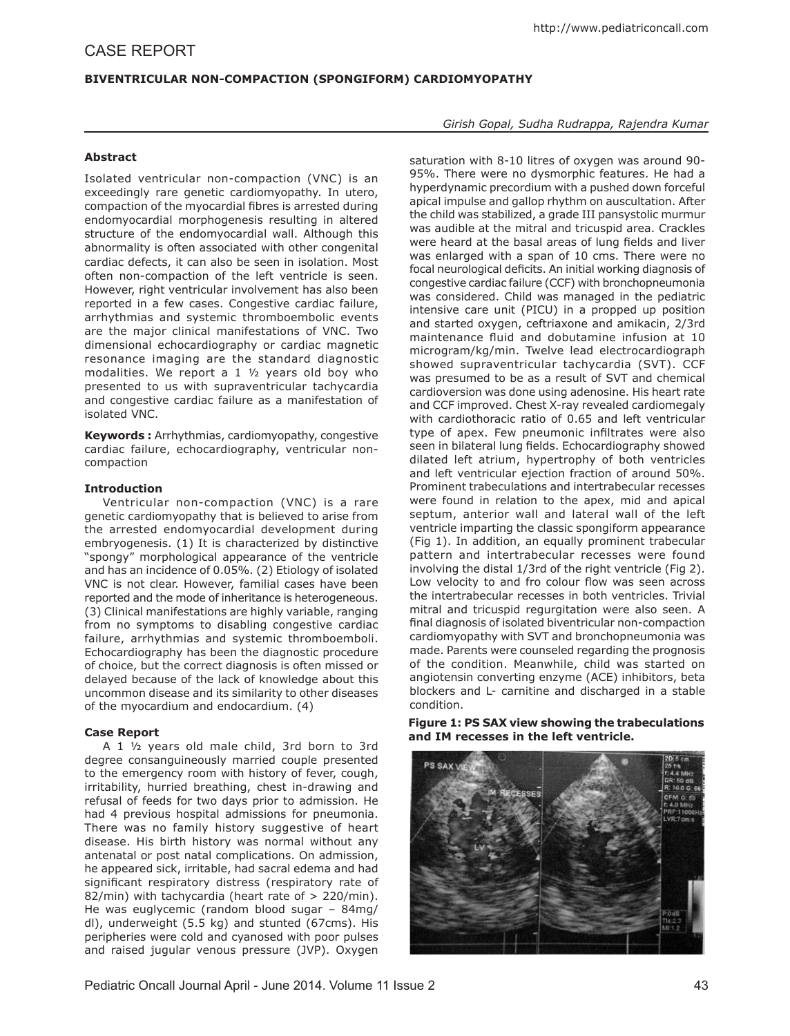CASE REPORT

# BIVENTRICULAR NON-COMPACTION (SPONGIFORM) CARDIOMYOPATHY

*Girish Gopal, Sudha Rudrappa, Rajendra Kumar*

### Abstract

Isolated ventricular non-compaction (VNC) is an exceedingly rare genetic cardiomyopathy. In utero, compaction of the myocardial fibres is arrested during endomyocardial morphogenesis resulting in altered structure of the endomyocardial wall. Although this abnormality is often associated with other congenital cardiac defects, it can also be seen in isolation. Most often non-compaction of the left ventricle is seen. However, right ventricular involvement has also been reported in a few cases. Congestive cardiac failure, arrhythmias and systemic thromboembolic events are the major clinical manifestations of VNC. Two dimensional echocardiography or cardiac magnetic resonance imaging are the standard diagnostic modalities. We report a 1 ½ years old boy who presented to us with supraventricular tachycardia and congestive cardiac failure as a manifestation of isolated VNC.

**Keywords :** Arrhythmias, cardiomyopathy, congestive cardiac failure, echocardiography, ventricular non-compaction

### Introduction

Ventricular non-compaction (VNC) is a rare genetic cardiomyopathy that is believed to arise from the arrested endomyocardial development during embryogenesis. (1) It is characterized by distinctive "spongy" morphological appearance of the ventricle and has an incidence of 0.05%. (2) Etiology of isolated VNC is not clear. However, familial cases have been reported and the mode of inheritance is heterogeneous. (3) Clinical manifestations are highly variable, ranging from no symptoms to disabling congestive cardiac failure, arrhythmias and systemic thromboemboli. Echocardiography has been the diagnostic procedure of choice, but the correct diagnosis is often missed or delayed because of the lack of knowledge about this uncommon disease and its similarity to other diseases of the myocardium and endocardium. (4)

### Case Report

A 1 ½ years old male child, 3rd born to 3rd degree consanguineously married couple presented to the emergency room with history of fever, cough, irritability, hurried breathing, chest in-drawing and refusal of feeds for two days prior to admission. He had 4 previous hospital admissions for pneumonia. There was no family history suggestive of heart disease. His birth history was normal without any antenatal or post natal complications. On admission, he appeared sick, irritable, had sacral edema and had significant respiratory distress (respiratory rate of 82/min) with tachycardia (heart rate of > 220/min). He was euglycemic (random blood sugar – 84mg/dl), underweight (5.5 kg) and stunted (67cms). His peripheries were cold and cyanosed with poor pulses and raised jugular venous pressure (JVP). Oxygen saturation with 8-10 litres of oxygen was around 90-95%. There were no dysmorphic features. He had a hyperdynamic precordium with a pushed down forceful apical impulse and gallop rhythm on auscultation. After the child was stabilized, a grade III pansystolic murmur was audible at the mitral and tricuspid area. Crackles were heard at the basal areas of lung fields and liver was enlarged with a span of 10 cms. There were no focal neurological deficits. An initial working diagnosis of congestive cardiac failure (CCF) with bronchopneumonia was considered. Child was managed in the pediatric intensive care unit (PICU) in a propped up position and started oxygen, ceftriaxone and amikacin, 2/3rd maintenance fluid and dobutamine infusion at 10 microgram/kg/min. Twelve lead electrocardiograph showed supraventricular tachycardia (SVT). CCF was presumed to be as a result of SVT and chemical cardioversion was done using adenosine. His heart rate and CCF improved. Chest X-ray revealed cardiomegaly with cardiothoracic ratio of 0.65 and left ventricular type of apex. Few pneumonic infiltrates were also seen in bilateral lung fields. Echocardiography showed dilated left atrium, hypertrophy of both ventricles and left ventricular ejection fraction of around 50%. Prominent trabeculations and intertrabecular recesses were found in relation to the apex, mid and apical septum, anterior wall and lateral wall of the left ventricle imparting the classic spongiform appearance (Fig 1). In addition, an equally prominent trabecular pattern and intertrabecular recesses were found involving the distal 1/3rd of the right ventricle (Fig 2). Low velocity to and fro colour flow was seen across the intertrabecular recesses in both ventricles. Trivial mitral and tricuspid regurgitation were also seen. A final diagnosis of isolated biventricular non-compaction cardiomyopathy with SVT and bronchopneumonia was made. Parents were counseled regarding the prognosis of the condition. Meanwhile, child was started on angiotensin converting enzyme (ACE) inhibitors, beta blockers and L- carnitine and discharged in a stable condition.

**Figure 1: PS SAX view showing the trabeculations and IM recesses in the left ventricle.**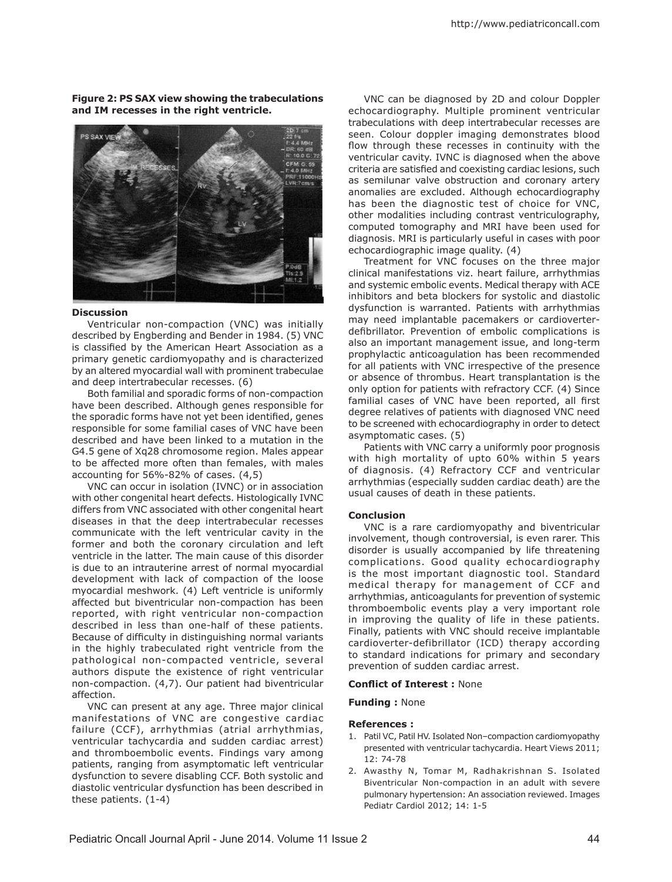**Figure 2: PS SAX view showing the trabeculations and IM recesses in the right ventricle.**

**Discussion**

Ventricular non-compaction (VNC) was initially described by Engberding and Bender in 1984. (5) VNC is classified by the American Heart Association as a primary genetic cardiomyopathy and is characterized by an altered myocardial wall with prominent trabeculae and deep intertrabecular recesses. (6)

Both familial and sporadic forms of non-compaction have been described. Although genes responsible for the sporadic forms have not yet been identified, genes responsible for some familial cases of VNC have been described and have been linked to a mutation in the G4.5 gene of Xq28 chromosome region. Males appear to be affected more often than females, with males accounting for 56%-82% of cases. (4,5)

VNC can occur in isolation (IVNC) or in association with other congenital heart defects. Histologically IVNC differs from VNC associated with other congenital heart diseases in that the deep intertrabecular recesses communicate with the left ventricular cavity in the former and both the coronary circulation and left ventricle in the latter. The main cause of this disorder is due to an intrauterine arrest of normal myocardial development with lack of compaction of the loose myocardial meshwork. (4) Left ventricle is uniformly affected but biventricular non-compaction has been reported, with right ventricular non-compaction described in less than one-half of these patients. Because of difficulty in distinguishing normal variants in the highly trabeculated right ventricle from the pathological non-compacted ventricle, several authors dispute the existence of right ventricular non-compaction. (4,7). Our patient had biventricular affection.

VNC can present at any age. Three major clinical manifestations of VNC are congestive cardiac failure (CCF), arrhythmias (atrial arrhythmias, ventricular tachycardia and sudden cardiac arrest) and thromboembolic events. Findings vary among patients, ranging from asymptomatic left ventricular dysfunction to severe disabling CCF. Both systolic and diastolic ventricular dysfunction has been described in these patients. (1-4)

VNC can be diagnosed by 2D and colour Doppler echocardiography. Multiple prominent ventricular trabeculations with deep intertrabecular recesses are seen. Colour doppler imaging demonstrates blood flow through these recesses in continuity with the ventricular cavity. IVNC is diagnosed when the above criteria are satisfied and coexisting cardiac lesions, such as semilunar valve obstruction and coronary artery anomalies are excluded. Although echocardiography has been the diagnostic test of choice for VNC, other modalities including contrast ventriculography, computed tomography and MRI have been used for diagnosis. MRI is particularly useful in cases with poor echocardiographic image quality. (4)

Treatment for VNC focuses on the three major clinical manifestations viz. heart failure, arrhythmias and systemic embolic events. Medical therapy with ACE inhibitors and beta blockers for systolic and diastolic dysfunction is warranted. Patients with arrhythmias may need implantable pacemakers or cardioverter-defibrillator. Prevention of embolic complications is also an important management issue, and long-term prophylactic anticoagulation has been recommended for all patients with VNC irrespective of the presence or absence of thrombus. Heart transplantation is the only option for patients with refractory CCF. (4) Since familial cases of VNC have been reported, all first degree relatives of patients with diagnosed VNC need to be screened with echocardiography in order to detect asymptomatic cases. (5)

Patients with VNC carry a uniformly poor prognosis with high mortality of upto 60% within 5 years of diagnosis. (4) Refractory CCF and ventricular arrhythmias (especially sudden cardiac death) are the usual causes of death in these patients.

**Conclusion**

VNC is a rare cardiomyopathy and biventricular involvement, though controversial, is even rarer. This disorder is usually accompanied by life threatening complications. Good quality echocardiography is the most important diagnostic tool. Standard medical therapy for management of CCF and arrhythmias, anticoagulants for prevention of systemic thromboembolic events play a very important role in improving the quality of life in these patients. Finally, patients with VNC should receive implantable cardioverter-defibrillator (ICD) therapy according to standard indications for primary and secondary prevention of sudden cardiac arrest.

**Conflict of Interest :** None

**Funding :** None

**References :**

1. Patil VC, Patil HV. Isolated Non–compaction cardiomyopathy presented with ventricular tachycardia. Heart Views 2011; 12: 74-78
2. Awasthy N, Tomar M, Radhakrishnan S. Isolated Biventricular Non-compaction in an adult with severe pulmonary hypertension: An association reviewed. Images Pediatr Cardiol 2012; 14: 1-5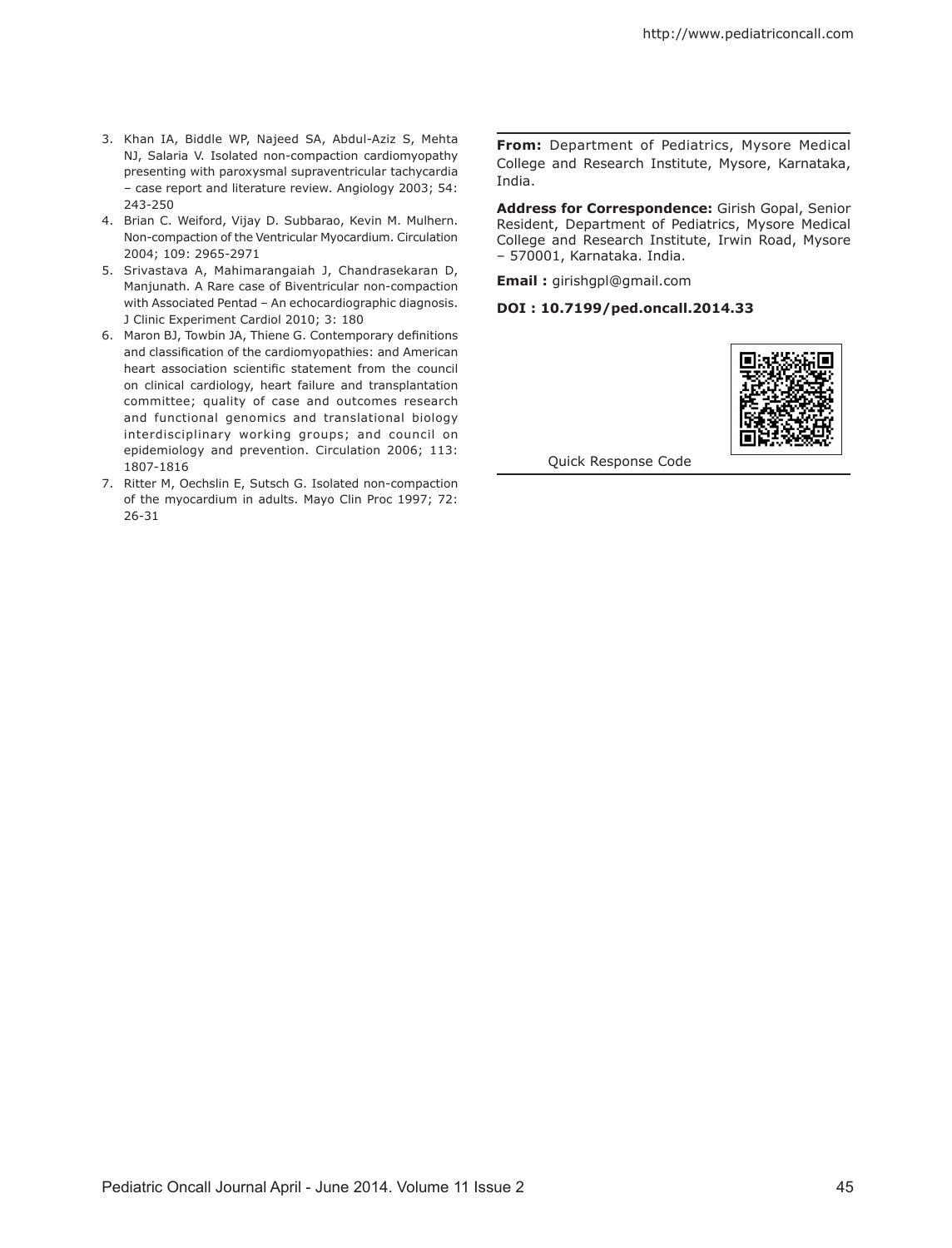3. Khan IA, Biddle WP, Najeed SA, Abdul-Aziz S, Mehta NJ, Salaria V. Isolated non-compaction cardiomyopathy presenting with paroxysmal supraventricular tachycardia – case report and literature review. Angiology 2003; 54: 243-250
4. Brian C. Weiford, Vijay D. Subbarao, Kevin M. Mulhern. Non-compaction of the Ventricular Myocardium. Circulation 2004; 109: 2965-2971
5. Srivastava A, Mahimarangaiah J, Chandrasekaran D, Manjunath. A Rare case of Biventricular non-compaction with Associated Pentad – An echocardiographic diagnosis. J Clinic Experiment Cardiol 2010; 3: 180
6. Maron BJ, Towbin JA, Thiene G. Contemporary definitions and classification of the cardiomyopathies: and American heart association scientific statement from the council on clinical cardiology, heart failure and transplantation committee; quality of case and outcomes research and functional genomics and translational biology interdisciplinary working groups; and council on epidemiology and prevention. Circulation 2006; 113: 1807-1816
7. Ritter M, Oechslin E, Sutsch G. Isolated non-compaction of the myocardium in adults. Mayo Clin Proc 1997; 72: 26-31

**From:** Department of Pediatrics, Mysore Medical College and Research Institute, Mysore, Karnataka, India.

**Address for Correspondence:** Girish Gopal, Senior Resident, Department of Pediatrics, Mysore Medical College and Research Institute, Irwin Road, Mysore – 570001, Karnataka. India.

**Email :** girishgpl@gmail.com

**DOI : 10.7199/ped.oncall.2014.33**

Quick Response Code